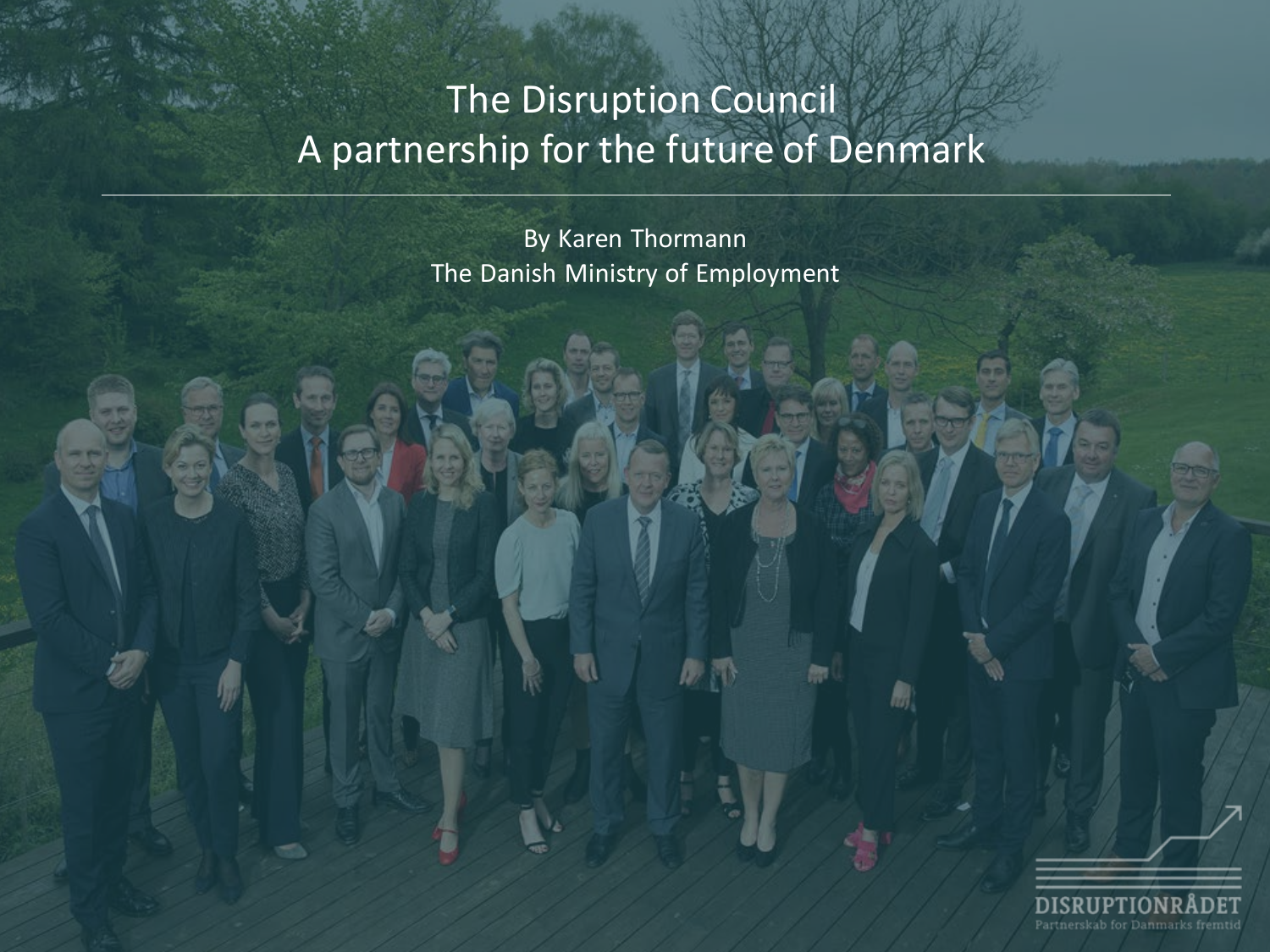# The Disruption Council
# A partnership for the future of Denmark

By Karen Thormann
The Danish Ministry of Employment

DISRUPTIONRÅDET
Partnerskab for Danmarks fremtid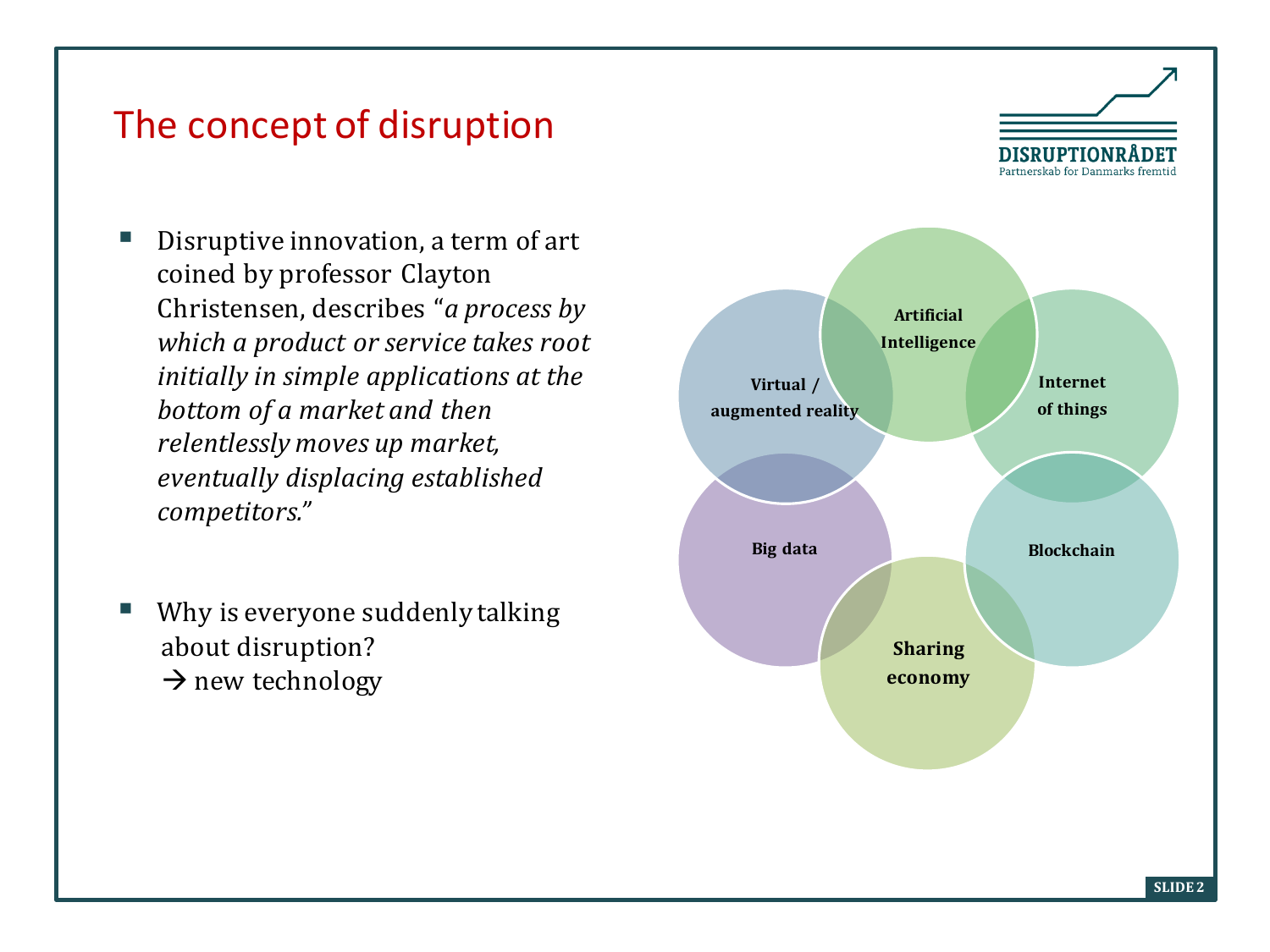# The concept of disruption

- Disruptive innovation, a term of art coined by professor Clayton Christensen, describes *"a process by which a product or service takes root initially in simple applications at the bottom of a market and then relentlessly moves up market, eventually displacing established competitors."*

- Why is everyone suddenly talking about disruption?
  → new technology

Artificial Intelligence

Internet of things

Blockchain

Sharing economy

Big data

Virtual / augmented reality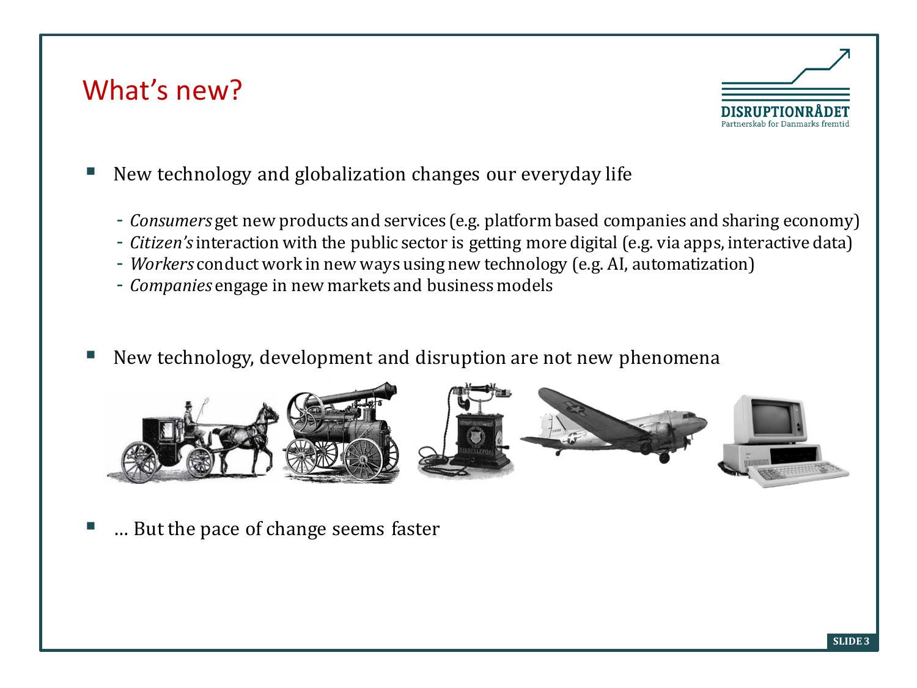# What's new?

- New technology and globalization changes our everyday life
  - *Consumers* get new products and services (e.g. platform based companies and sharing economy)
  - *Citizen's* interaction with the public sector is getting more digital (e.g. via apps, interactive data)
  - *Workers* conduct work in new ways using new technology (e.g. AI, automatization)
  - *Companies* engage in new markets and business models

- New technology, development and disruption are not new phenomena

- … But the pace of change seems faster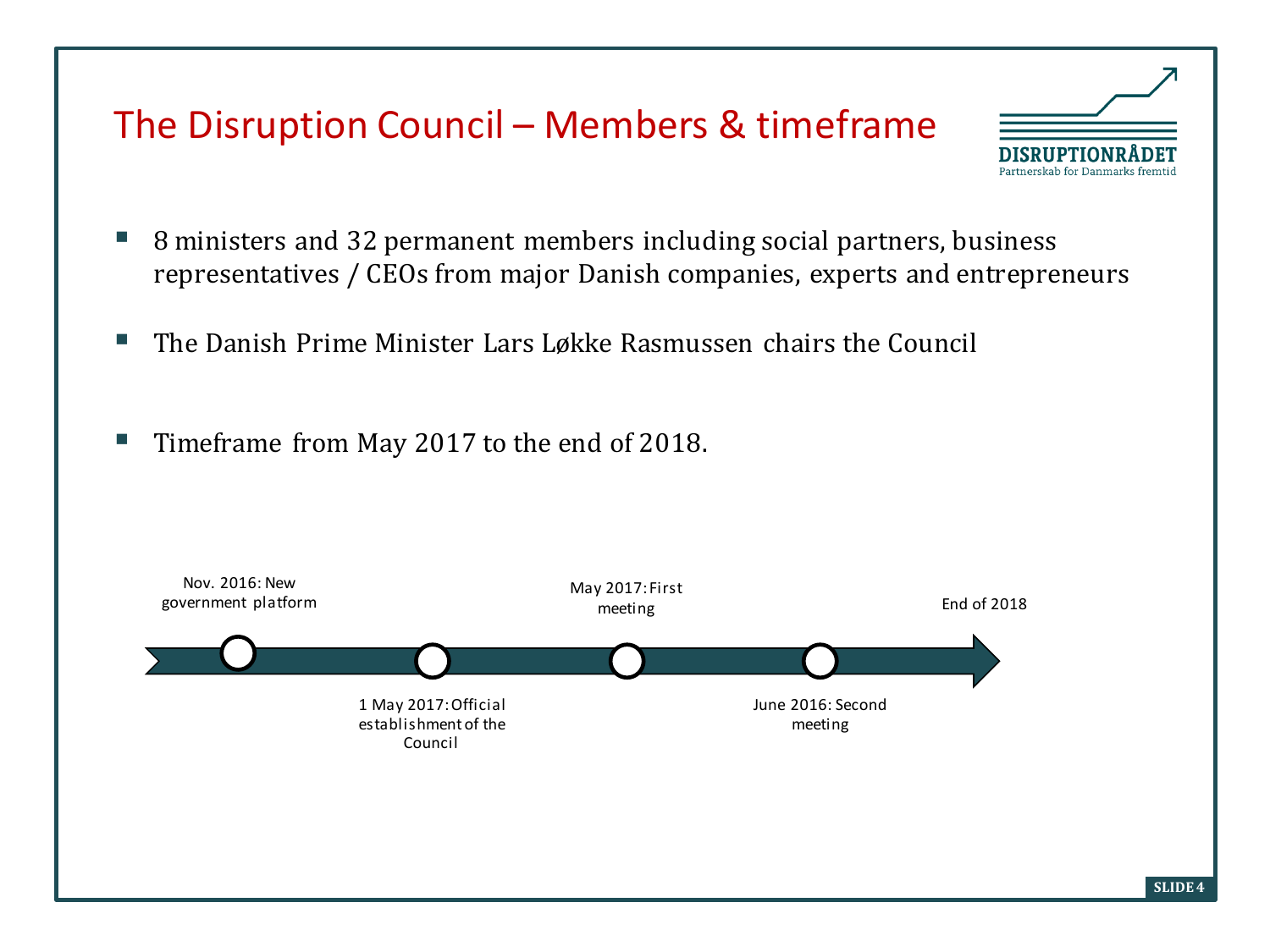# The Disruption Council – Members & timeframe

DISRUPTIONRÅDET
Partnerskab for Danmarks fremtid

- 8 ministers and 32 permanent members including social partners, business representatives / CEOs from major Danish companies, experts and entrepreneurs
- The Danish Prime Minister Lars Løkke Rasmussen chairs the Council
- Timeframe from May 2017 to the end of 2018.

Nov. 2016: New government platform

1 May 2017: Official establishment of the Council

May 2017: First meeting

June 2016: Second meeting

End of 2018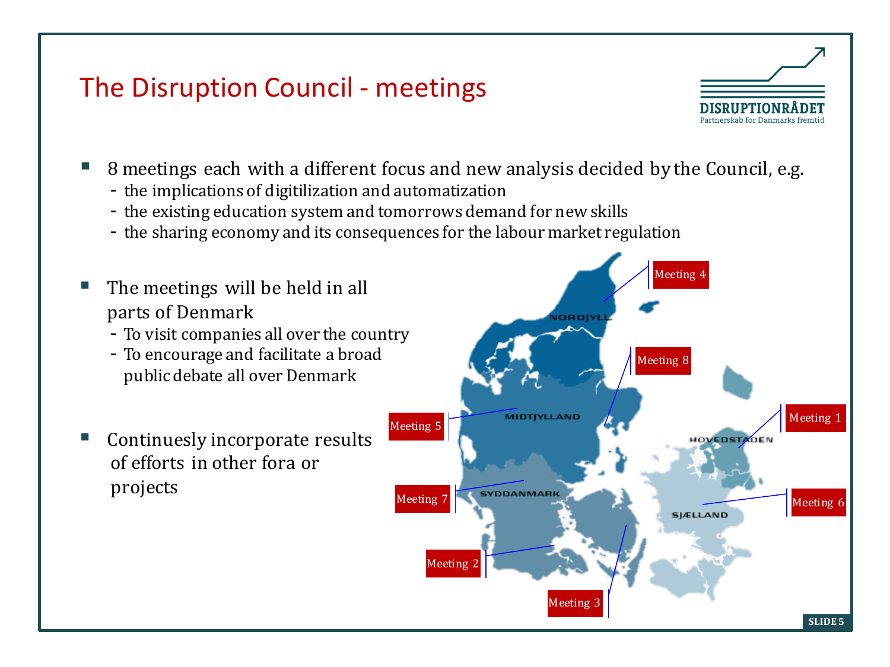# The Disruption Council - meetings

DISRUPTIONRÅDET
Partnerskab for Danmarks fremtid

- 8 meetings each with a different focus and new analysis decided by the Council, e.g.
  - the implications of digitilization and automatization
  - the existing education system and tomorrows demand for new skills
  - the sharing economy and its consequences for the labour market regulation

- The meetings will be held in all parts of Denmark
  - To visit companies all over the country
  - To encourage and facilitate a broad public debate all over Denmark

- Continuesly incorporate results of efforts in other fora or projects

Meeting 4 – NORDJYLLAND
Meeting 8
Meeting 5 – MIDTJYLLAND
Meeting 1 – HOVEDSTADEN
Meeting 7 – SYDDANMARK
Meeting 6 – SJÆLLAND
Meeting 2
Meeting 3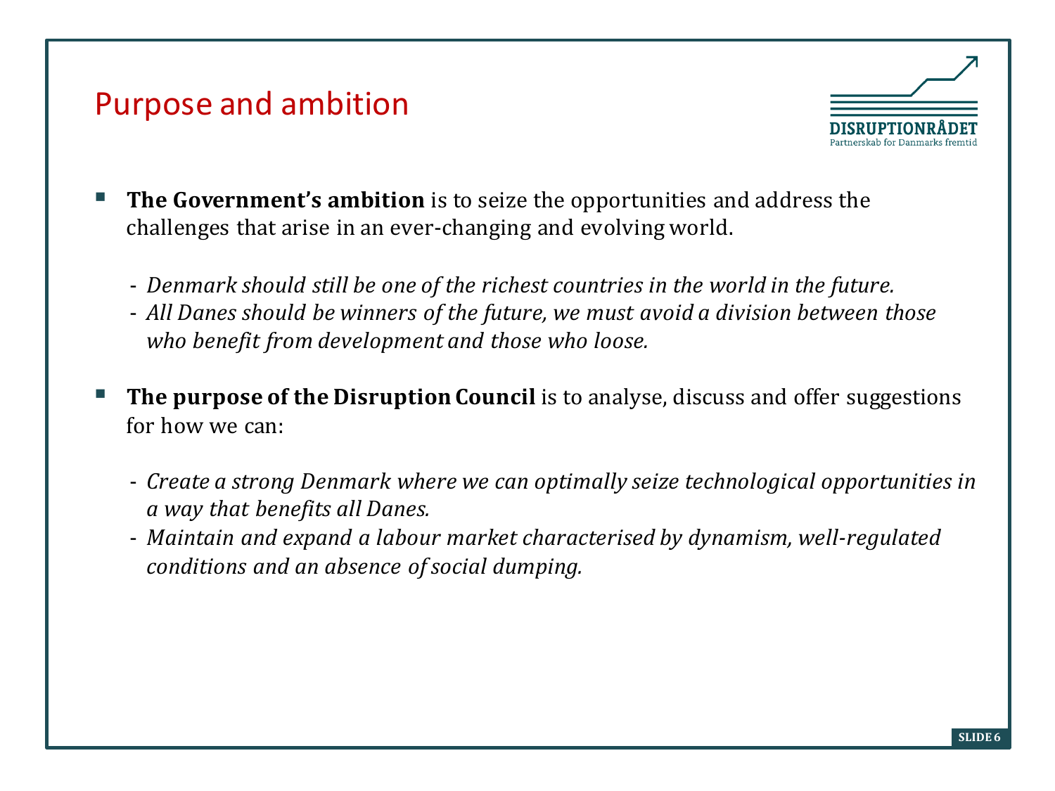# Purpose and ambition

- **The Government's ambition** is to seize the opportunities and address the challenges that arise in an ever-changing and evolving world.

  - *Denmark should still be one of the richest countries in the world in the future.*
  - *All Danes should be winners of the future, we must avoid a division between those who benefit from development and those who loose.*

- **The purpose of the Disruption Council** is to analyse, discuss and offer suggestions for how we can:

  - *Create a strong Denmark where we can optimally seize technological opportunities in a way that benefits all Danes.*
  - *Maintain and expand a labour market characterised by dynamism, well-regulated conditions and an absence of social dumping.*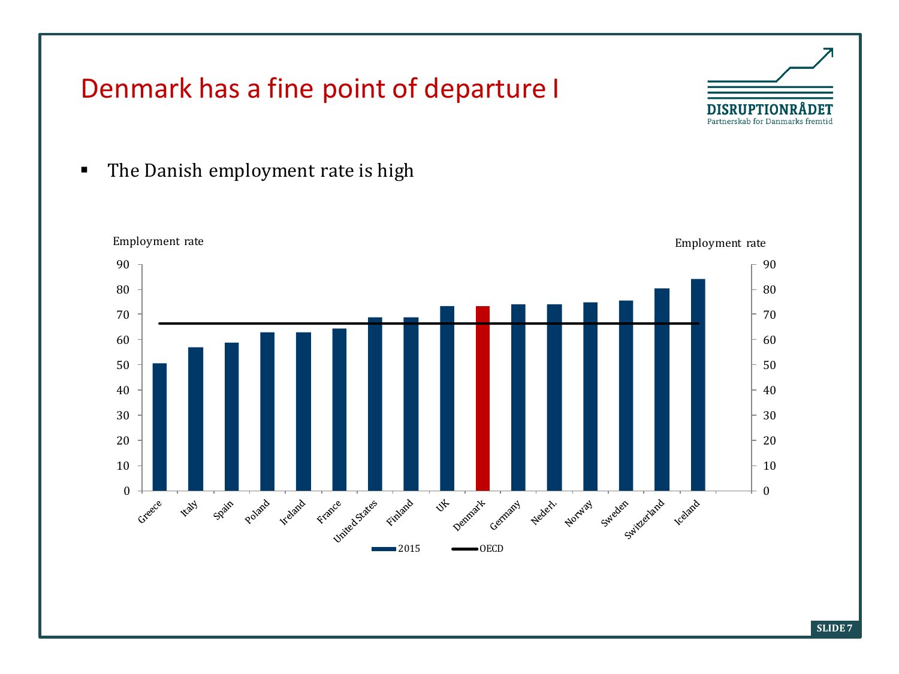# Denmark has a fine point of departure I

- The Danish employment rate is high

Employment rate | Employment rate

90 80 70 60 50 40 30 20 10 0

Greece, Italy, Spain, Poland, Ireland, France, United States, Finland, UK, Denmark, Germany, Nederl., Norway, Sweden, Switzerland, Iceland

2015 | OECD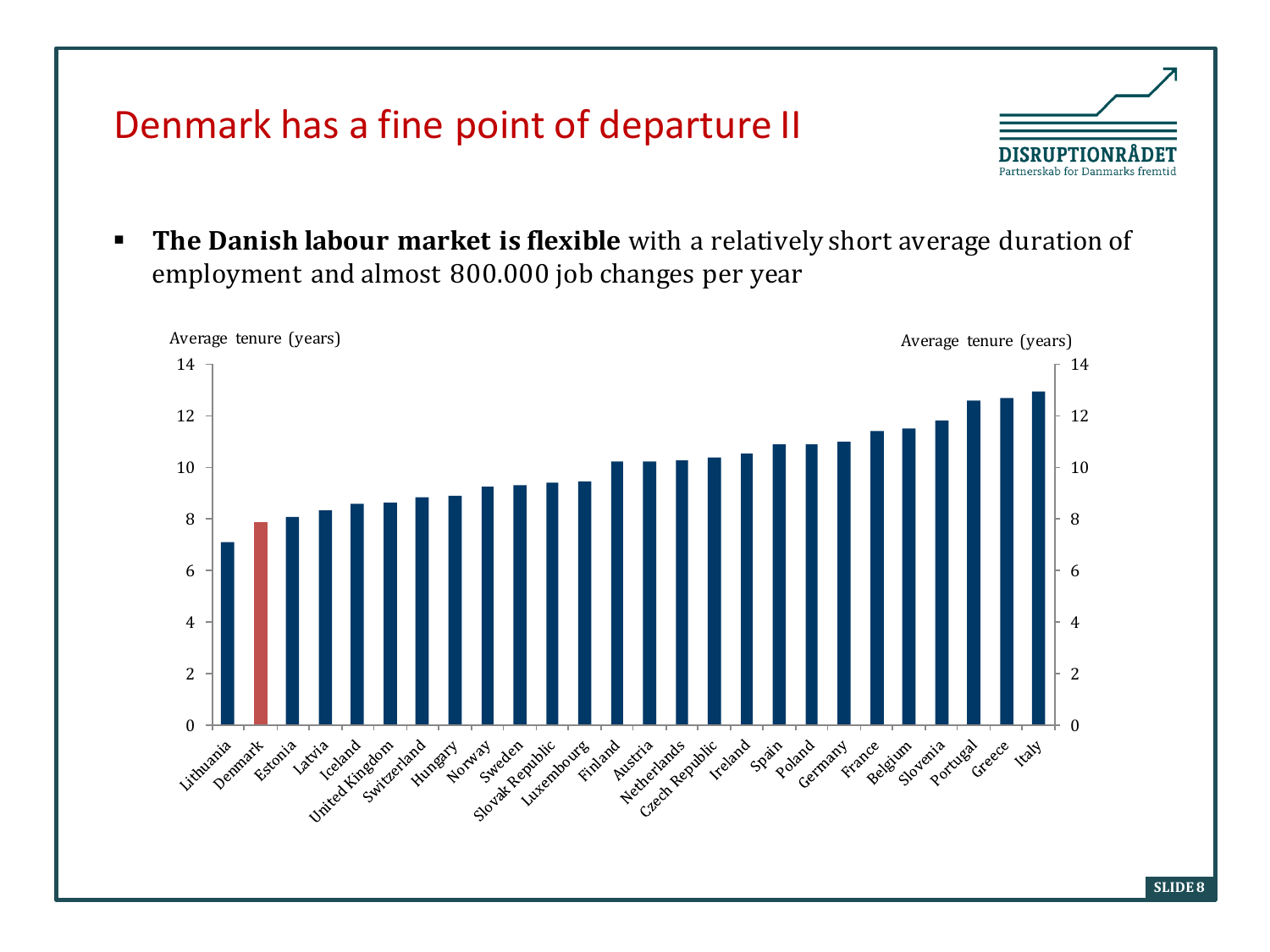# Denmark has a fine point of departure II

- **The Danish labour market is flexible** with a relatively short average duration of employment and almost 800.000 job changes per year

Average tenure (years)

| Country | Average tenure (years) |
|---|---|
| Lithuania | 7.1 |
| Denmark | 7.9 |
| Estonia | 8.1 |
| Latvia | 8.3 |
| Iceland | 8.6 |
| United Kingdom | 8.6 |
| Switzerland | 8.8 |
| Hungary | 8.9 |
| Norway | 9.3 |
| Sweden | 9.3 |
| Slovak Republic | 9.4 |
| Luxembourg | 9.5 |
| Finland | 10.2 |
| Austria | 10.2 |
| Netherlands | 10.3 |
| Czech Republic | 10.4 |
| Ireland | 10.5 |
| Spain | 10.9 |
| Poland | 10.9 |
| Germany | 11.0 |
| France | 11.4 |
| Belgium | 11.5 |
| Slovenia | 11.8 |
| Portugal | 12.6 |
| Greece | 12.7 |
| Italy | 12.9 |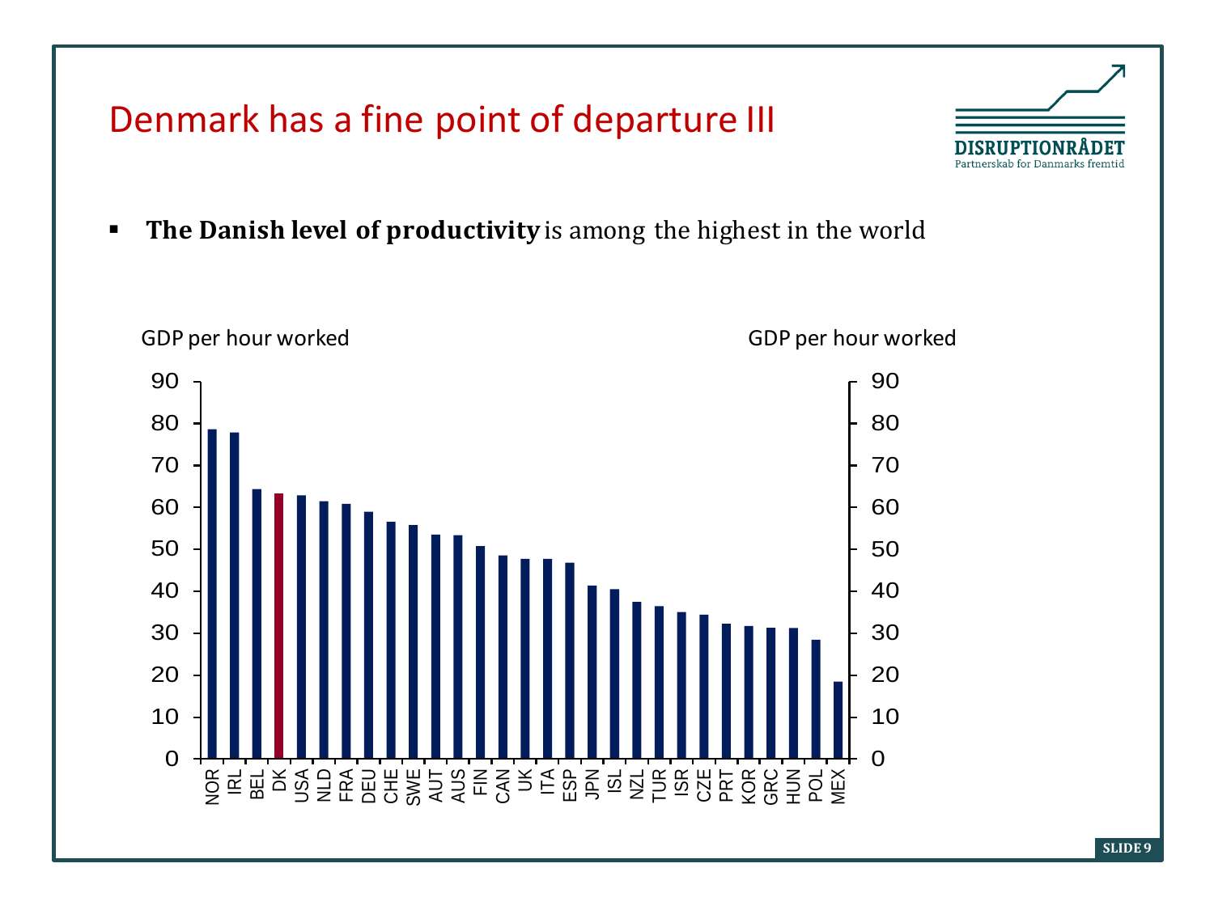# Denmark has a fine point of departure III

- **The Danish level of productivity** is among the highest in the world

GDP per hour worked

| Country | GDP per hour worked |
|---|---|
| NOR | 78.6 |
| IRL | 77.9 |
| BEL | 64.3 |
| DK | 63.3 |
| USA | 62.9 |
| NLD | 61.4 |
| FRA | 60.8 |
| DEU | 58.9 |
| CHE | 56.5 |
| SWE | 55.7 |
| AUT | 53.5 |
| AUS | 53.3 |
| FIN | 50.7 |
| CAN | 48.5 |
| UK | 47.7 |
| ITA | 47.7 |
| ESP | 46.8 |
| JPN | 41.3 |
| ISL | 40.5 |
| NZL | 37.5 |
| TUR | 36.4 |
| ISR | 35.0 |
| CZE | 34.4 |
| PRT | 32.2 |
| KOR | 31.7 |
| GRC | 31.3 |
| HUN | 31.2 |
| POL | 28.4 |
| MEX | 18.5 |

*Values are approximate readings from a bar chart.*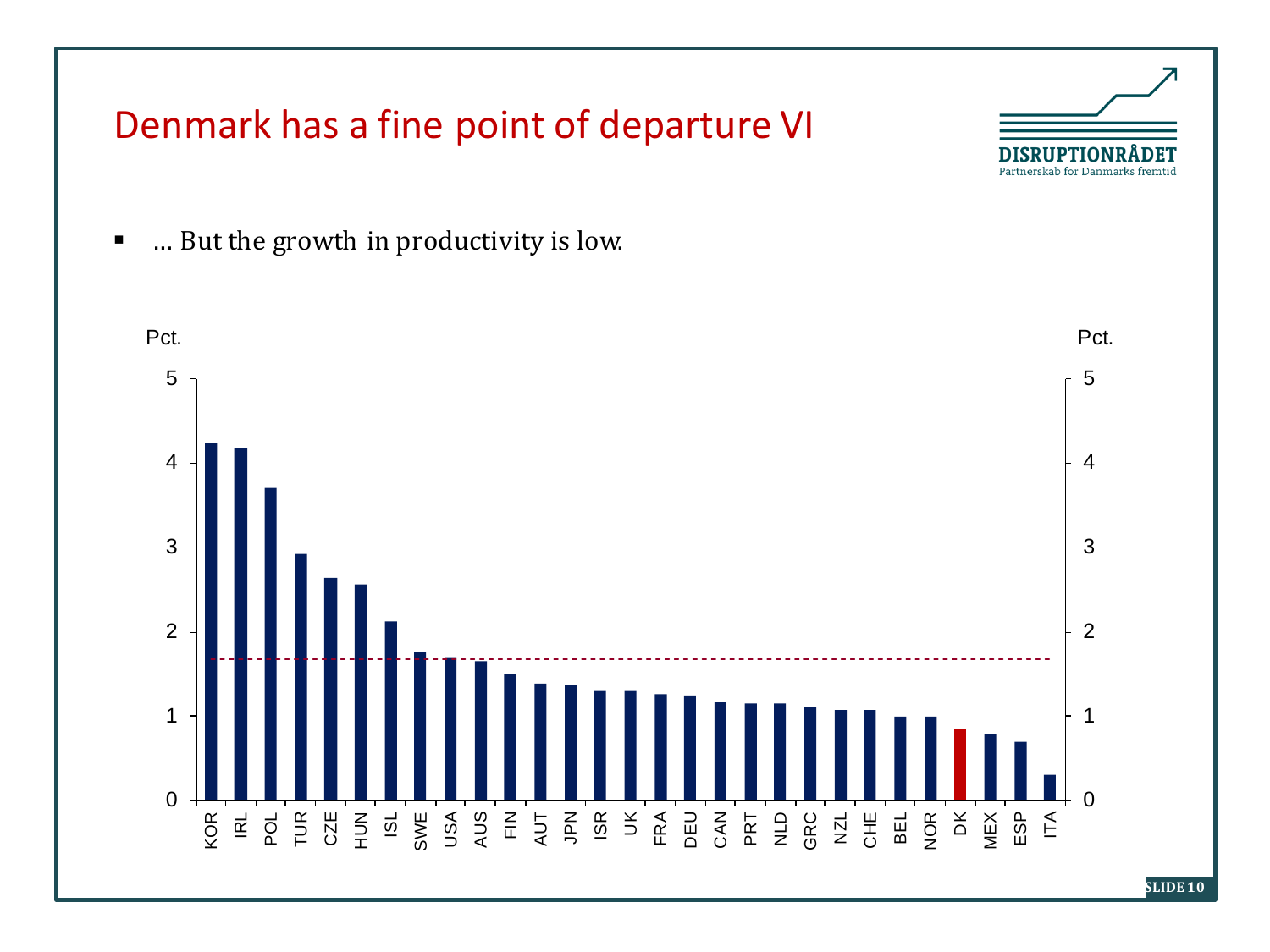# Denmark has a fine point of departure VI

- … But the growth in productivity is low.

Pct.

| Country | Pct. |
|---|---|
| KOR | 4.2 |
| IRL | 4.2 |
| POL | 3.7 |
| TUR | 2.9 |
| CZE | 2.6 |
| HUN | 2.6 |
| ISL | 2.1 |
| SWE | 1.8 |
| USA | 1.7 |
| AUS | 1.7 |
| FIN | 1.5 |
| AUT | 1.4 |
| JPN | 1.4 |
| ISR | 1.3 |
| UK | 1.3 |
| FRA | 1.3 |
| DEU | 1.2 |
| CAN | 1.2 |
| PRT | 1.1 |
| NLD | 1.1 |
| GRC | 1.1 |
| NZL | 1.1 |
| CHE | 1.1 |
| BEL | 1.0 |
| NOR | 1.0 |
| DK | 0.8 |
| MEX | 0.8 |
| ESP | 0.7 |
| ITA | 0.3 |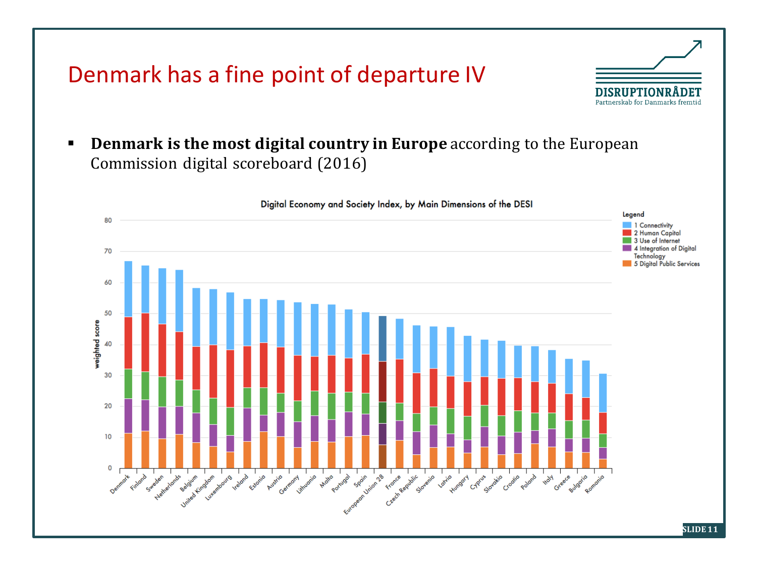# Denmark has a fine point of departure IV

- **Denmark is the most digital country in Europe** according to the European Commission digital scoreboard (2016)

Digital Economy and Society Index, by Main Dimensions of the DESI

Legend
- 1 Connectivity
- 2 Human Capital
- 3 Use of Internet
- 4 Integration of Digital Technology
- 5 Digital Public Services

weighted score

Denmark, Finland, Sweden, Netherlands, Belgium, United Kingdom, Luxembourg, Ireland, Estonia, Austria, Germany, Lithuania, Malta, Portugal, Spain, European Union 28, France, Czech Republic, Slovenia, Latvia, Hungary, Cyprus, Slovakia, Croatia, Poland, Italy, Greece, Bulgaria, Romania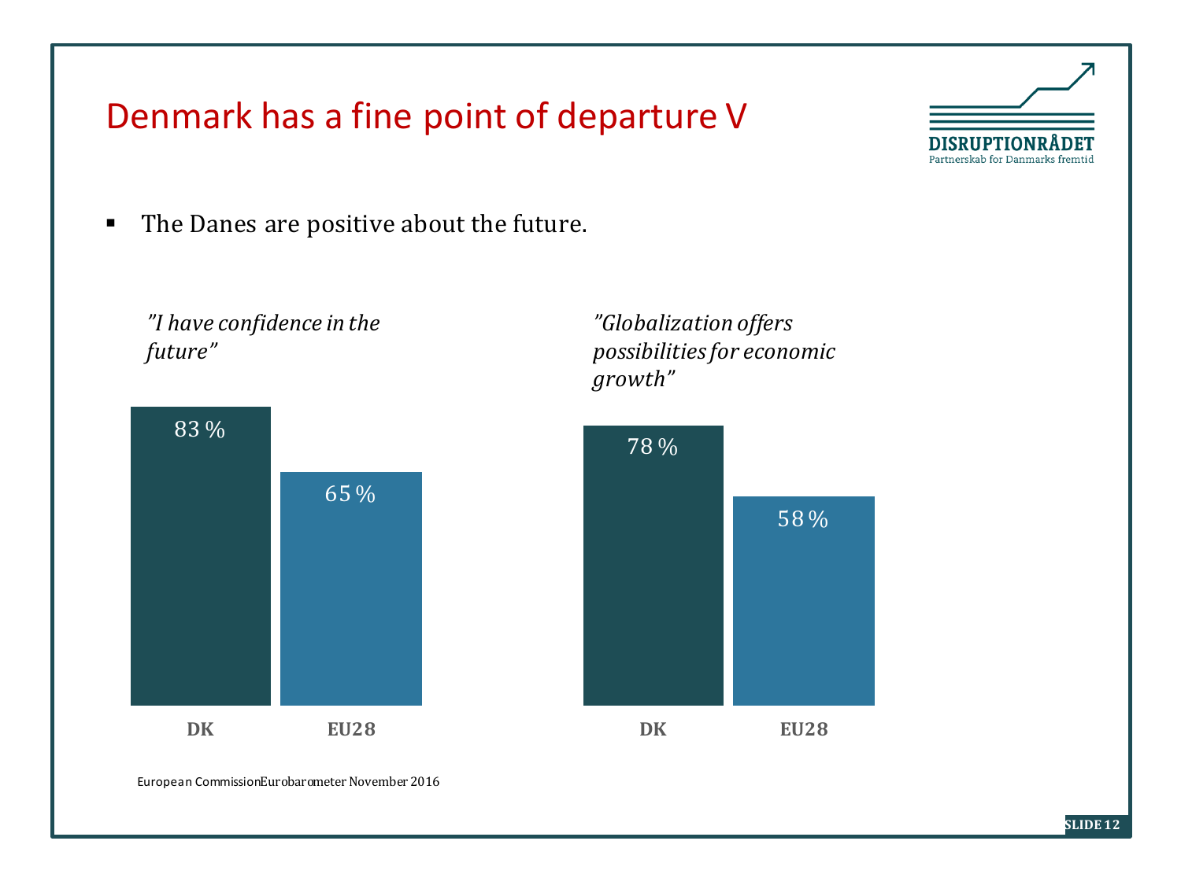# Denmark has a fine point of departure V

- The Danes are positive about the future.

*"I have confidence in the future"*

| | DK | EU28 |
|---|---|---|
| "I have confidence in the future" | 83 % | 65 % |

*"Globalization offers possibilities for economic growth"*

| | DK | EU28 |
|---|---|---|
| "Globalization offers possibilities for economic growth" | 78 % | 58 % |

European Commission Eurobarometer November 2016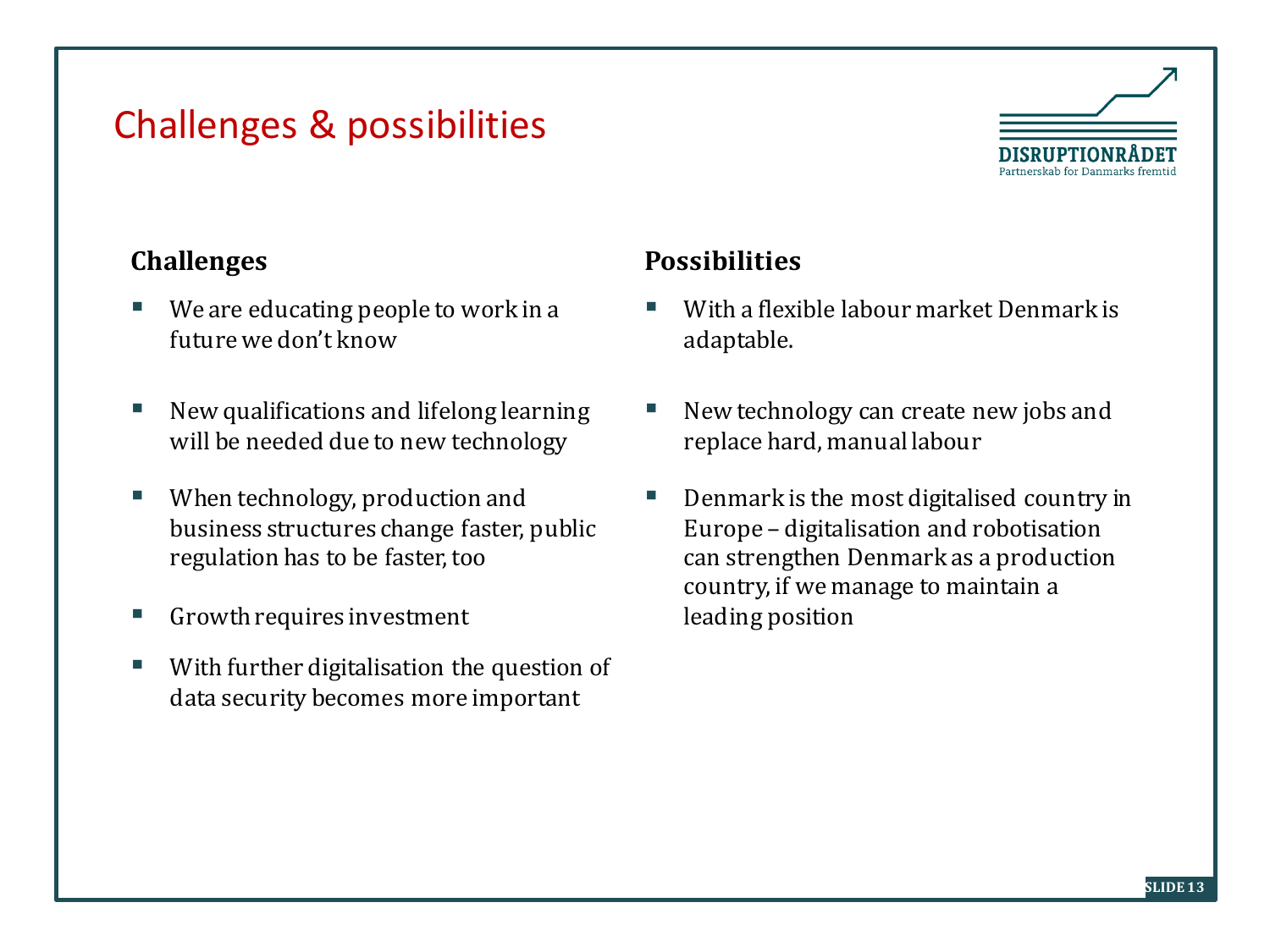# Challenges & possibilities

DISRUPTIONRÅDET
Partnerskab for Danmarks fremtid

## Challenges

- We are educating people to work in a future we don't know
- New qualifications and lifelong learning will be needed due to new technology
- When technology, production and business structures change faster, public regulation has to be faster, too
- Growth requires investment
- With further digitalisation the question of data security becomes more important

## Possibilities

- With a flexible labour market Denmark is adaptable.
- New technology can create new jobs and replace hard, manual labour
- Denmark is the most digitalised country in Europe – digitalisation and robotisation can strengthen Denmark as a production country, if we manage to maintain a leading position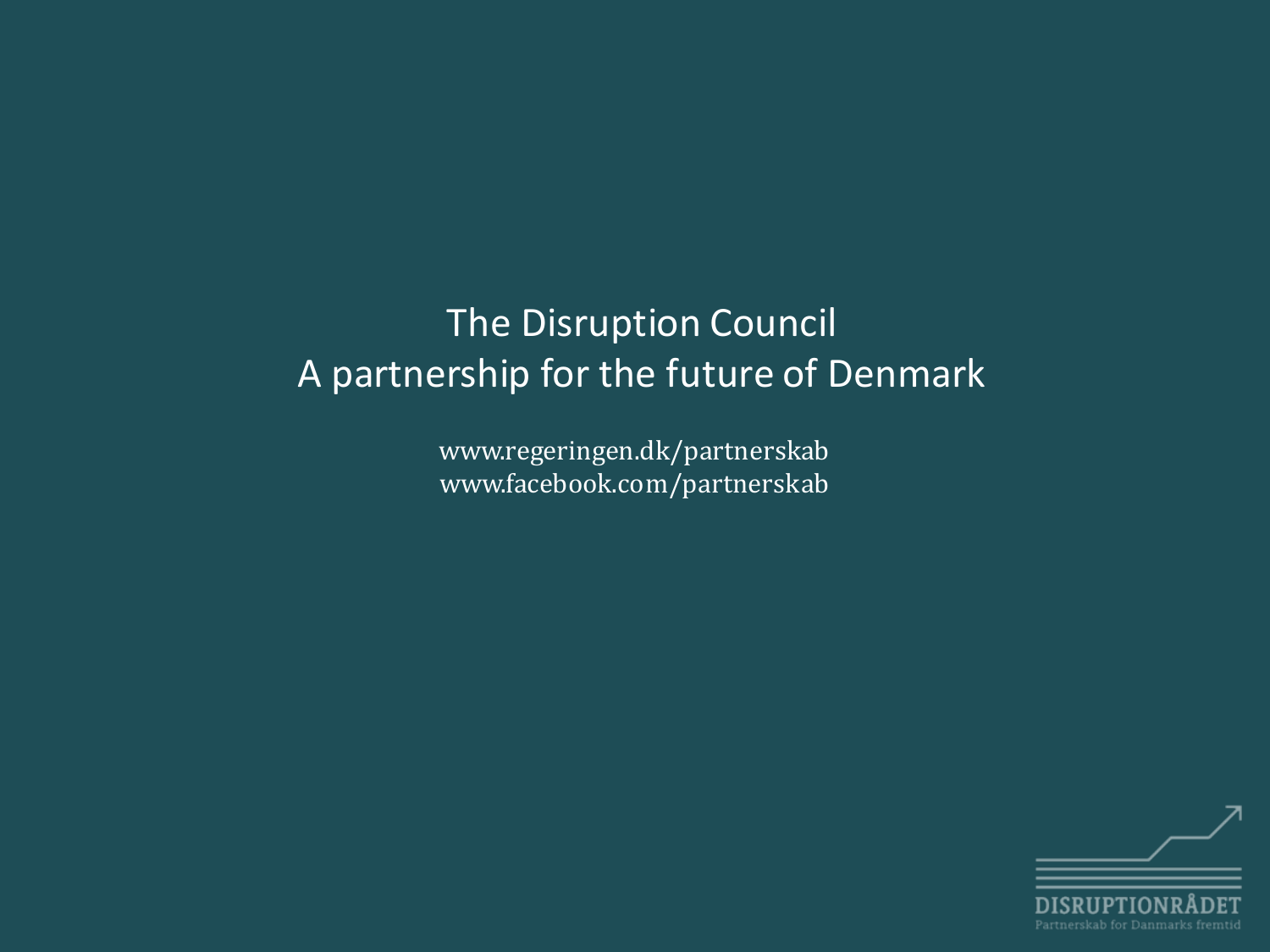The Disruption Council

A partnership for the future of Denmark

www.regeringen.dk/partnerskab
www.facebook.com/partnerskab

DISRUPTIONRÅDET
Partnerskab for Danmarks fremtid